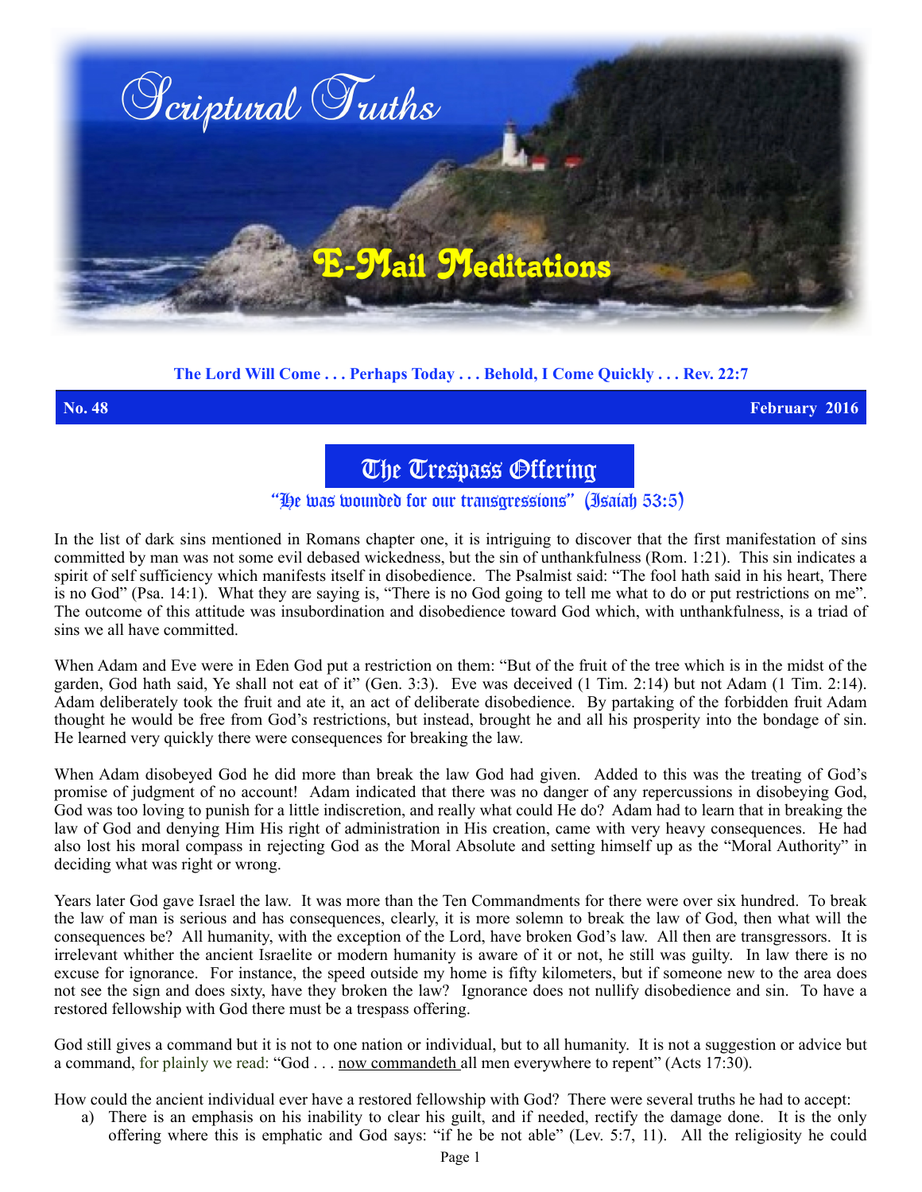# Scriptural Truths

## E-Mail Meditations

**The Lord Will Come . . . Perhaps Today . . . Behold, I Come Quickly . . . Rev. 22:7**

**No. 48** **February 2016**

# The Trespass Offering

*"He was wounded for our transgressions" (Isaiah 53:5)*

In the list of dark sins mentioned in Romans chapter one, it is intriguing to discover that the first manifestation of sins committed by man was not some evil debased wickedness, but the sin of unthankfulness (Rom. 1:21). This sin indicates a spirit of self sufficiency which manifests itself in disobedience. The Psalmist said: "The fool hath said in his heart, There is no God" (Psa. 14:1). What they are saying is, "There is no God going to tell me what to do or put restrictions on me". The outcome of this attitude was insubordination and disobedience toward God which, with unthankfulness, is a triad of sins we all have committed.

When Adam and Eve were in Eden God put a restriction on them: "But of the fruit of the tree which is in the midst of the garden, God hath said, Ye shall not eat of it" (Gen. 3:3). Eve was deceived (1 Tim. 2:14) but not Adam (1 Tim. 2:14). Adam deliberately took the fruit and ate it, an act of deliberate disobedience. By partaking of the forbidden fruit Adam thought he would be free from God's restrictions, but instead, brought he and all his prosperity into the bondage of sin. He learned very quickly there were consequences for breaking the law.

When Adam disobeyed God he did more than break the law God had given. Added to this was the treating of God's promise of judgment of no account! Adam indicated that there was no danger of any repercussions in disobeying God, God was too loving to punish for a little indiscretion, and really what could He do? Adam had to learn that in breaking the law of God and denying Him His right of administration in His creation, came with very heavy consequences. He had also lost his moral compass in rejecting God as the Moral Absolute and setting himself up as the "Moral Authority" in deciding what was right or wrong.

Years later God gave Israel the law. It was more than the Ten Commandments for there were over six hundred. To break the law of man is serious and has consequences, clearly, it is more solemn to break the law of God, then what will the consequences be? All humanity, with the exception of the Lord, have broken God's law. All then are transgressors. It is irrelevant whither the ancient Israelite or modern humanity is aware of it or not, he still was guilty. In law there is no excuse for ignorance. For instance, the speed outside my home is fifty kilometers, but if someone new to the area does not see the sign and does sixty, have they broken the law? Ignorance does not nullify disobedience and sin. To have a restored fellowship with God there must be a trespass offering.

God still gives a command but it is not to one nation or individual, but to all humanity. It is not a suggestion or advice but a command, for plainly we read: "God . . . now commandeth all men everywhere to repent" (Acts 17:30).

How could the ancient individual ever have a restored fellowship with God? There were several truths he had to accept:

a) There is an emphasis on his inability to clear his guilt, and if needed, rectify the damage done. It is the only offering where this is emphatic and God says: "if he be not able" (Lev. 5:7, 11). All the religiosity he could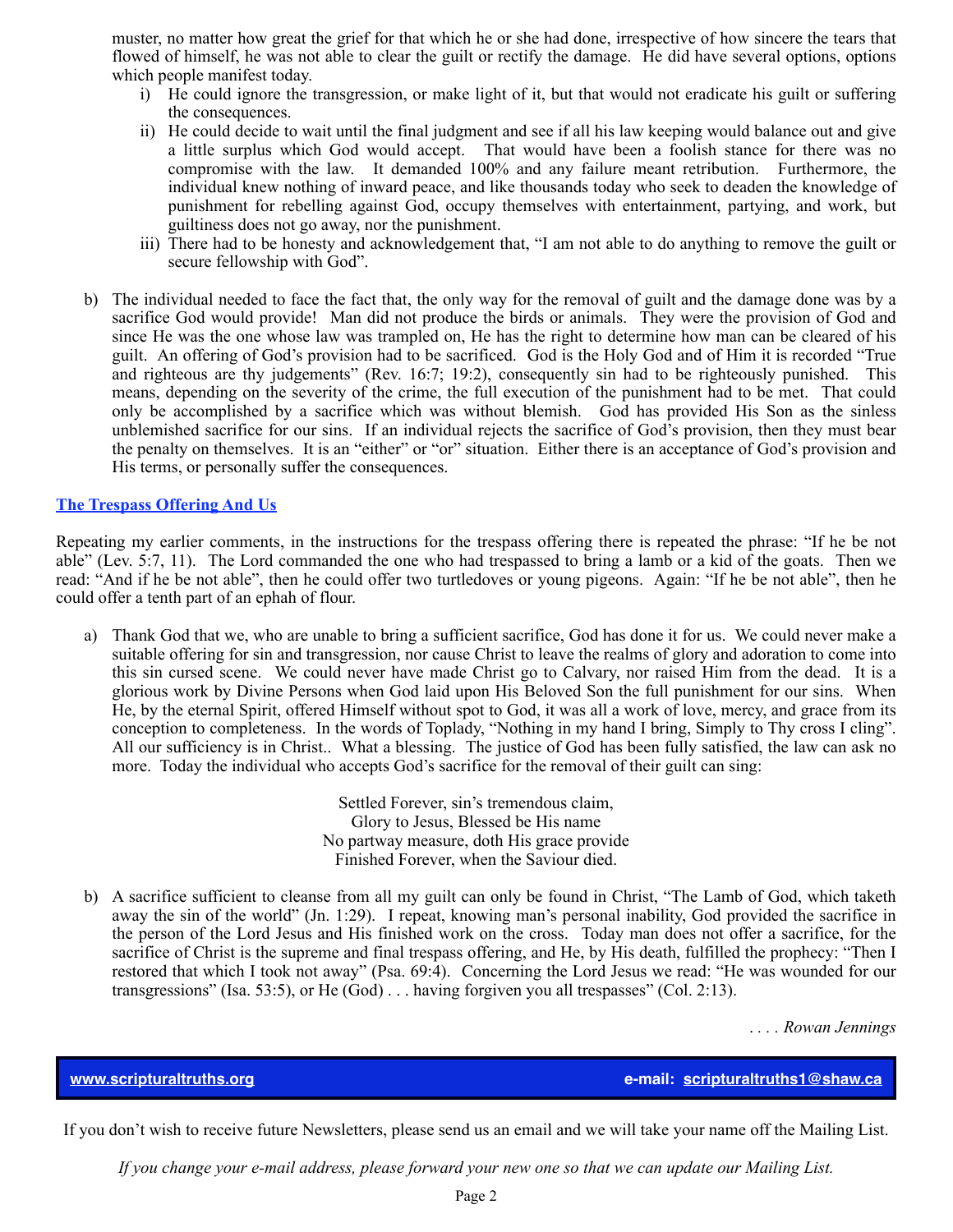muster, no matter how great the grief for that which he or she had done, irrespective of how sincere the tears that flowed of himself, he was not able to clear the guilt or rectify the damage. He did have several options, options which people manifest today.

i) He could ignore the transgression, or make light of it, but that would not eradicate his guilt or suffering the consequences.
ii) He could decide to wait until the final judgment and see if all his law keeping would balance out and give a little surplus which God would accept. That would have been a foolish stance for there was no compromise with the law. It demanded 100% and any failure meant retribution. Furthermore, the individual knew nothing of inward peace, and like thousands today who seek to deaden the knowledge of punishment for rebelling against God, occupy themselves with entertainment, partying, and work, but guiltiness does not go away, nor the punishment.
iii) There had to be honesty and acknowledgement that, "I am not able to do anything to remove the guilt or secure fellowship with God".

b) The individual needed to face the fact that, the only way for the removal of guilt and the damage done was by a sacrifice God would provide! Man did not produce the birds or animals. They were the provision of God and since He was the one whose law was trampled on, He has the right to determine how man can be cleared of his guilt. An offering of God's provision had to be sacrificed. God is the Holy God and of Him it is recorded "True and righteous are thy judgements" (Rev. 16:7; 19:2), consequently sin had to be righteously punished. This means, depending on the severity of the crime, the full execution of the punishment had to be met. That could only be accomplished by a sacrifice which was without blemish. God has provided His Son as the sinless unblemished sacrifice for our sins. If an individual rejects the sacrifice of God's provision, then they must bear the penalty on themselves. It is an "either" or "or" situation. Either there is an acceptance of God's provision and His terms, or personally suffer the consequences.

## The Trespass Offering And Us

Repeating my earlier comments, in the instructions for the trespass offering there is repeated the phrase: "If he be not able" (Lev. 5:7, 11). The Lord commanded the one who had trespassed to bring a lamb or a kid of the goats. Then we read: "And if he be not able", then he could offer two turtledoves or young pigeons. Again: "If he be not able", then he could offer a tenth part of an ephah of flour.

a) Thank God that we, who are unable to bring a sufficient sacrifice, God has done it for us. We could never make a suitable offering for sin and transgression, nor cause Christ to leave the realms of glory and adoration to come into this sin cursed scene. We could never have made Christ go to Calvary, nor raised Him from the dead. It is a glorious work by Divine Persons when God laid upon His Beloved Son the full punishment for our sins. When He, by the eternal Spirit, offered Himself without spot to God, it was all a work of love, mercy, and grace from its conception to completeness. In the words of Toplady, "Nothing in my hand I bring, Simply to Thy cross I cling". All our sufficiency is in Christ.. What a blessing. The justice of God has been fully satisfied, the law can ask no more. Today the individual who accepts God's sacrifice for the removal of their guilt can sing:

Settled Forever, sin's tremendous claim,
Glory to Jesus, Blessed be His name
No partway measure, doth His grace provide
Finished Forever, when the Saviour died.

b) A sacrifice sufficient to cleanse from all my guilt can only be found in Christ, "The Lamb of God, which taketh away the sin of the world" (Jn. 1:29). I repeat, knowing man's personal inability, God provided the sacrifice in the person of the Lord Jesus and His finished work on the cross. Today man does not offer a sacrifice, for the sacrifice of Christ is the supreme and final trespass offering, and He, by His death, fulfilled the prophecy: "Then I restored that which I took not away" (Psa. 69:4). Concerning the Lord Jesus we read: "He was wounded for our transgressions" (Isa. 53:5), or He (God) . . . having forgiven you all trespasses" (Col. 2:13).

*. . . . Rowan Jennings*

**www.scripturaltruths.org** **e-mail: scripturaltruths1@shaw.ca**

If you don't wish to receive future Newsletters, please send us an email and we will take your name off the Mailing List.

*If you change your e-mail address, please forward your new one so that we can update our Mailing List.*